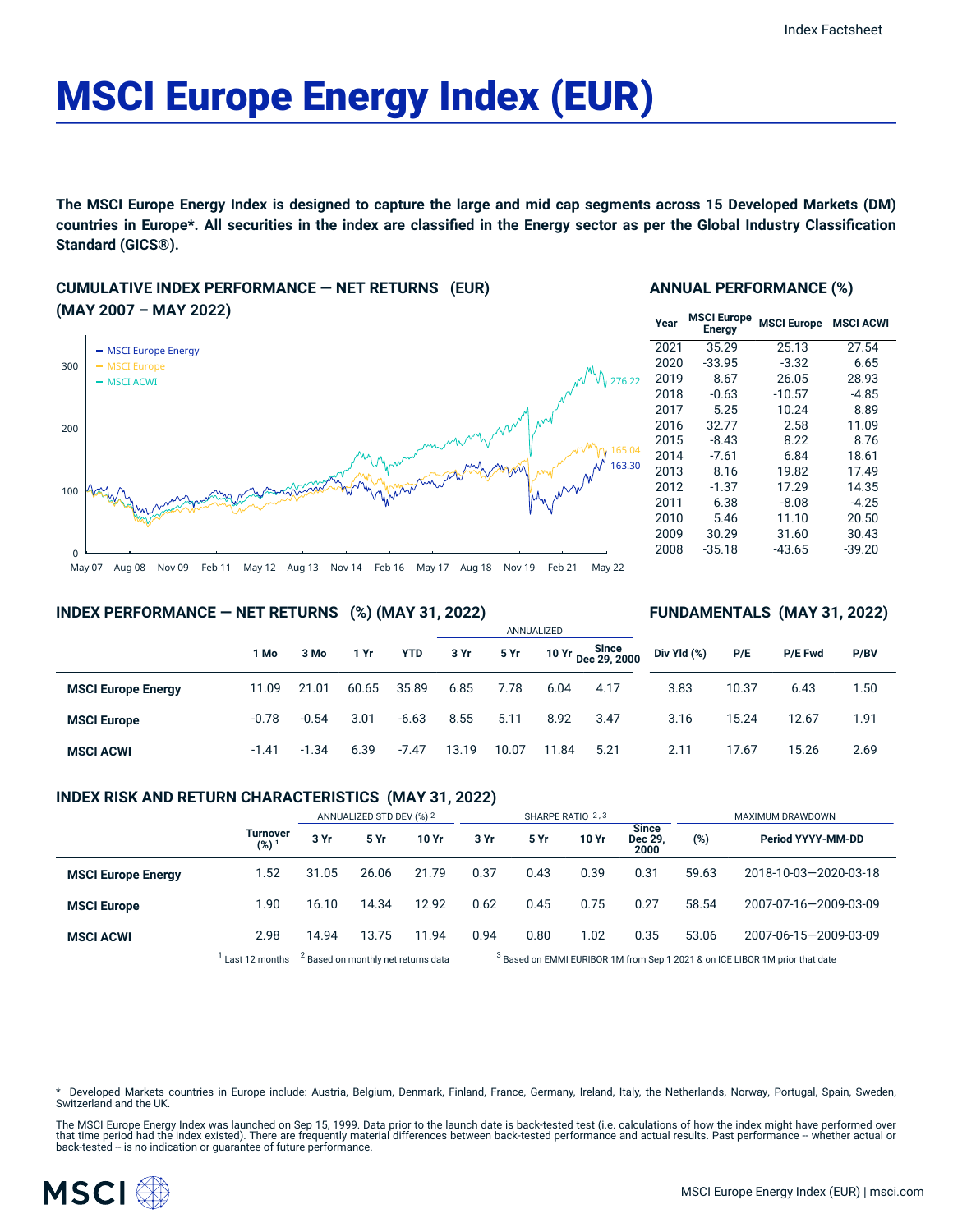Index Factsheet

# MSCI Europe Energy Index (EUR)

**The MSCI Europe Energy Index is designed to capture the large and mid cap segments across 15 Developed Markets (DM) countries in Europe*. All securities in the index are classified in the Energy sector as per the Global Industry Classification Standard (GICS®).**

## CUMULATIVE INDEX PERFORMANCE — NET RETURNS (EUR) (MAY 2007 – MAY 2022)

- MSCI Europe Energy: 163.30
- MSCI Europe: 165.04
- MSCI ACWI: 276.22

## ANNUAL PERFORMANCE (%)

| Year | MSCI Europe Energy | MSCI Europe | MSCI ACWI |
|---|---|---|---|
| 2021 | 35.29 | 25.13 | 27.54 |
| 2020 | -33.95 | -3.32 | 6.65 |
| 2019 | 8.67 | 26.05 | 28.93 |
| 2018 | -0.63 | -10.57 | -4.85 |
| 2017 | 5.25 | 10.24 | 8.89 |
| 2016 | 32.77 | 2.58 | 11.09 |
| 2015 | -8.43 | 8.22 | 8.76 |
| 2014 | -7.61 | 6.84 | 18.61 |
| 2013 | 8.16 | 19.82 | 17.49 |
| 2012 | -1.37 | 17.29 | 14.35 |
| 2011 | 6.38 | -8.08 | -4.25 |
| 2010 | 5.46 | 11.10 | 20.50 |
| 2009 | 30.29 | 31.60 | 30.43 |
| 2008 | -35.18 | -43.65 | -39.20 |

## INDEX PERFORMANCE — NET RETURNS (%) (MAY 31, 2022)

| | 1 Mo | 3 Mo | 1 Yr | YTD | ANNUALIZED 3 Yr | 5 Yr | 10 Yr | Since Dec 29, 2000 |
|---|---|---|---|---|---|---|---|---|
| **MSCI Europe Energy** | 11.09 | 21.01 | 60.65 | 35.89 | 6.85 | 7.78 | 6.04 | 4.17 |
| **MSCI Europe** | -0.78 | -0.54 | 3.01 | -6.63 | 8.55 | 5.11 | 8.92 | 3.47 |
| **MSCI ACWI** | -1.41 | -1.34 | 6.39 | -7.47 | 13.19 | 10.07 | 11.84 | 5.21 |

## FUNDAMENTALS (MAY 31, 2022)

| | Div Yld (%) | P/E | P/E Fwd | P/BV |
|---|---|---|---|---|
| **MSCI Europe Energy** | 3.83 | 10.37 | 6.43 | 1.50 |
| **MSCI Europe** | 3.16 | 15.24 | 12.67 | 1.91 |
| **MSCI ACWI** | 2.11 | 17.67 | 15.26 | 2.69 |

## INDEX RISK AND RETURN CHARACTERISTICS (MAY 31, 2022)

| | Turnover (%) [1] | ANNUALIZED STD DEV (%) [2] 3 Yr | 5 Yr | 10 Yr | SHARPE RATIO [2,3] 3 Yr | 5 Yr | 10 Yr | Since Dec 29, 2000 | MAXIMUM DRAWDOWN (%) | Period YYYY-MM-DD |
|---|---|---|---|---|---|---|---|---|---|---|
| **MSCI Europe Energy** | 1.52 | 31.05 | 26.06 | 21.79 | 0.37 | 0.43 | 0.39 | 0.31 | 59.63 | 2018-10-03—2020-03-18 |
| **MSCI Europe** | 1.90 | 16.10 | 14.34 | 12.92 | 0.62 | 0.45 | 0.75 | 0.27 | 58.54 | 2007-07-16—2009-03-09 |
| **MSCI ACWI** | 2.98 | 14.94 | 13.75 | 11.94 | 0.94 | 0.80 | 1.02 | 0.35 | 53.06 | 2007-06-15—2009-03-09 |

[1] Last 12 months [2] Based on monthly net returns data [3] Based on EMMI EURIBOR 1M from Sep 1 2021 & on ICE LIBOR 1M prior that date

* Developed Markets countries in Europe include: Austria, Belgium, Denmark, Finland, France, Germany, Ireland, Italy, the Netherlands, Norway, Portugal, Spain, Sweden, Switzerland and the UK.

The MSCI Europe Energy Index was launched on Sep 15, 1999. Data prior to the launch date is back-tested test (i.e. calculations of how the index might have performed over that time period had the index existed). There are frequently material differences between back-tested performance and actual results. Past performance -- whether actual or back-tested -- is no indication or guarantee of future performance.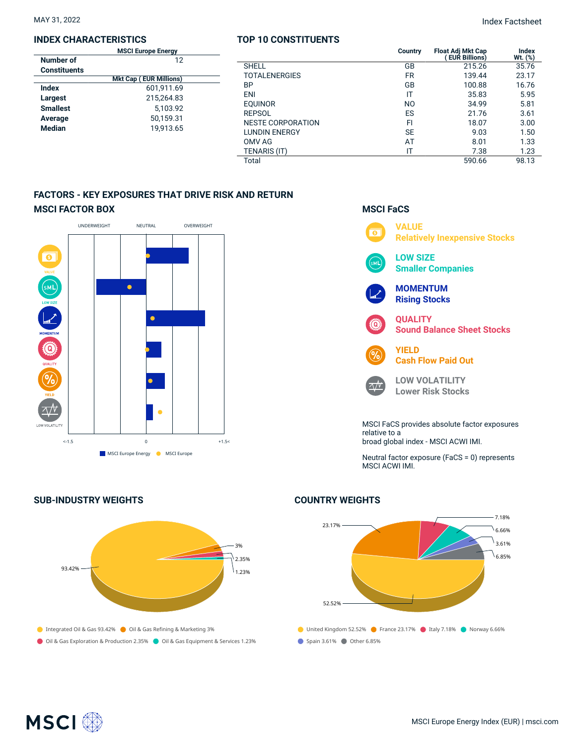MAY 31, 2022

Index Factsheet

## INDEX CHARACTERISTICS

| | MSCI Europe Energy |
|---|---|
| Number of Constituents | 12 |
| | **Mkt Cap ( EUR Millions)** |
| Index | 601,911.69 |
| Largest | 215,264.83 |
| Smallest | 5,103.92 |
| Average | 50,159.31 |
| Median | 19,913.65 |

## TOP 10 CONSTITUENTS

| | Country | Float Adj Mkt Cap ( EUR Billions) | Index Wt. (%) |
|---|---|---|---|
| SHELL | GB | 215.26 | 35.76 |
| TOTALENERGIES | FR | 139.44 | 23.17 |
| BP | GB | 100.88 | 16.76 |
| ENI | IT | 35.83 | 5.95 |
| EQUINOR | NO | 34.99 | 5.81 |
| REPSOL | ES | 21.76 | 3.61 |
| NESTE CORPORATION | FI | 18.07 | 3.00 |
| LUNDIN ENERGY | SE | 9.03 | 1.50 |
| OMV AG | AT | 8.01 | 1.33 |
| TENARIS (IT) | IT | 7.38 | 1.23 |
| Total | | 590.66 | 98.13 |

## FACTORS - KEY EXPOSURES THAT DRIVE RISK AND RETURN

### MSCI FACTOR BOX

UNDERWEIGHT | NEUTRAL | OVERWEIGHT

VALUE, LOW SIZE, MOMENTUM, QUALITY, YIELD, LOW VOLATILITY

<-1.5 | 0 | +1.5<

MSCI Europe Energy | MSCI Europe

### MSCI FaCS

**VALUE**
Relatively Inexpensive Stocks

**LOW SIZE**
Smaller Companies

**MOMENTUM**
Rising Stocks

**QUALITY**
Sound Balance Sheet Stocks

**YIELD**
Cash Flow Paid Out

**LOW VOLATILITY**
Lower Risk Stocks

MSCI FaCS provides absolute factor exposures relative to a
broad global index - MSCI ACWI IMI.

Neutral factor exposure (FaCS = 0) represents MSCI ACWI IMI.

## SUB-INDUSTRY WEIGHTS

- Integrated Oil & Gas 93.42%
- Oil & Gas Refining & Marketing 3%
- Oil & Gas Exploration & Production 2.35%
- Oil & Gas Equipment & Services 1.23%

## COUNTRY WEIGHTS

- United Kingdom 52.52%
- France 23.17%
- Italy 7.18%
- Norway 6.66%
- Spain 3.61%
- Other 6.85%

MSCI Europe Energy Index (EUR) | msci.com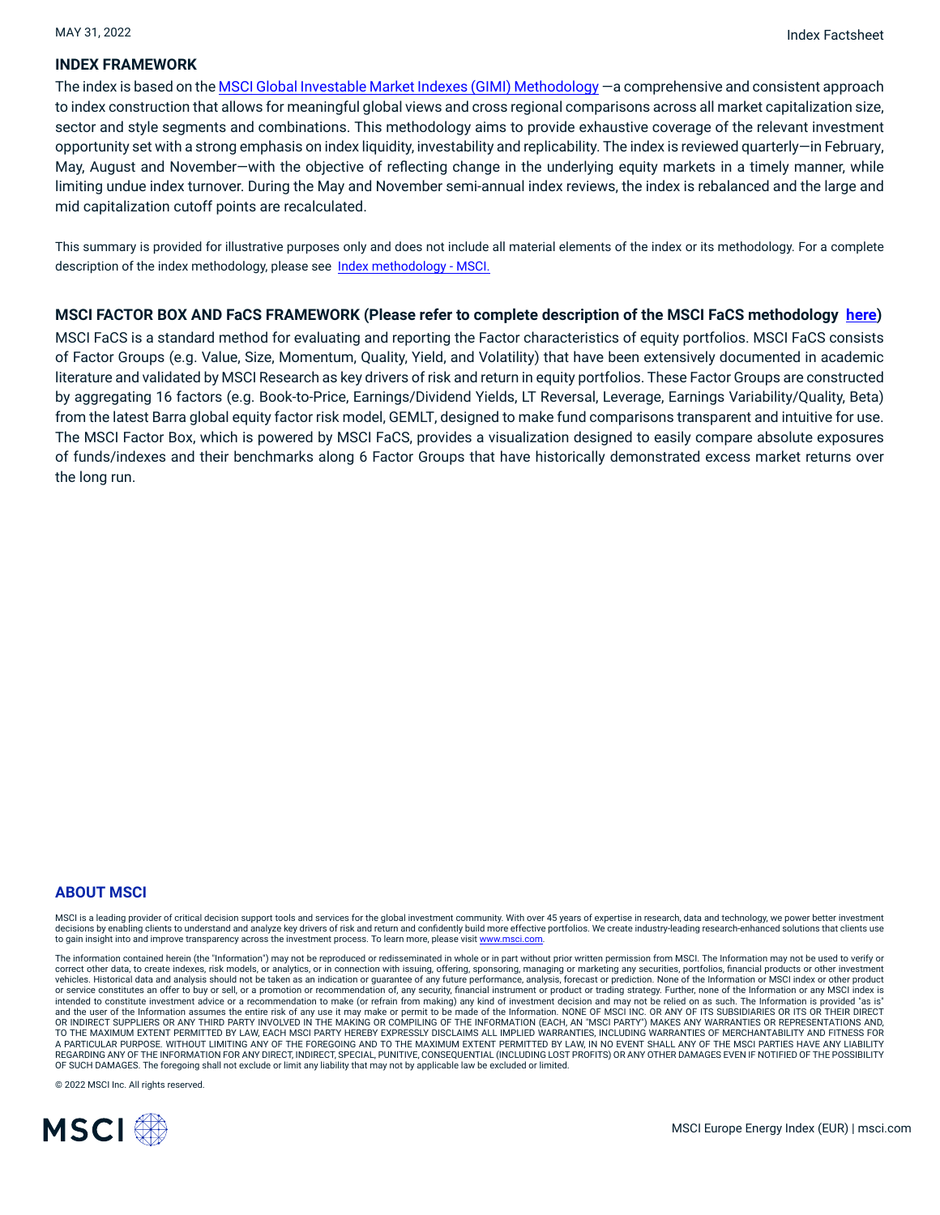## INDEX FRAMEWORK

The index is based on the MSCI Global Investable Market Indexes (GIMI) Methodology —a comprehensive and consistent approach to index construction that allows for meaningful global views and cross regional comparisons across all market capitalization size, sector and style segments and combinations. This methodology aims to provide exhaustive coverage of the relevant investment opportunity set with a strong emphasis on index liquidity, investability and replicability. The index is reviewed quarterly—in February, May, August and November—with the objective of reflecting change in the underlying equity markets in a timely manner, while limiting undue index turnover. During the May and November semi-annual index reviews, the index is rebalanced and the large and mid capitalization cutoff points are recalculated.

This summary is provided for illustrative purposes only and does not include all material elements of the index or its methodology. For a complete description of the index methodology, please see Index methodology - MSCI.

## MSCI FACTOR BOX AND FaCS FRAMEWORK (Please refer to complete description of the MSCI FaCS methodology here)

MSCI FaCS is a standard method for evaluating and reporting the Factor characteristics of equity portfolios. MSCI FaCS consists of Factor Groups (e.g. Value, Size, Momentum, Quality, Yield, and Volatility) that have been extensively documented in academic literature and validated by MSCI Research as key drivers of risk and return in equity portfolios. These Factor Groups are constructed by aggregating 16 factors (e.g. Book-to-Price, Earnings/Dividend Yields, LT Reversal, Leverage, Earnings Variability/Quality, Beta) from the latest Barra global equity factor risk model, GEMLT, designed to make fund comparisons transparent and intuitive for use. The MSCI Factor Box, which is powered by MSCI FaCS, provides a visualization designed to easily compare absolute exposures of funds/indexes and their benchmarks along 6 Factor Groups that have historically demonstrated excess market returns over the long run.

## ABOUT MSCI

MSCI is a leading provider of critical decision support tools and services for the global investment community. With over 45 years of expertise in research, data and technology, we power better investment decisions by enabling clients to understand and analyze key drivers of risk and return and confidently build more effective portfolios. We create industry-leading research-enhanced solutions that clients use to gain insight into and improve transparency across the investment process. To learn more, please visit www.msci.com.

The information contained herein (the "Information") may not be reproduced or redisseminated in whole or in part without prior written permission from MSCI. The Information may not be used to verify or correct other data, to create indexes, risk models, or analytics, or in connection with issuing, offering, sponsoring, managing or marketing any securities, portfolios, financial products or other investment vehicles. Historical data and analysis should not be taken as an indication or guarantee of any future performance, analysis, forecast or prediction. None of the Information or MSCI index or other product or service constitutes an offer to buy or sell, or a promotion or recommendation of, any security, financial instrument or product or trading strategy. Further, none of the Information or any MSCI index is intended to constitute investment advice or a recommendation to make (or refrain from making) any kind of investment decision and may not be relied on as such. The Information is provided "as is" and the user of the Information assumes the entire risk of any use it may make or permit to be made of the Information. NONE OF MSCI INC. OR ANY OF ITS SUBSIDIARIES OR ITS OR THEIR DIRECT OR INDIRECT SUPPLIERS OR ANY THIRD PARTY INVOLVED IN THE MAKING OR COMPILING OF THE INFORMATION (EACH, AN "MSCI PARTY") MAKES ANY WARRANTIES OR REPRESENTATIONS AND, TO THE MAXIMUM EXTENT PERMITTED BY LAW, EACH MSCI PARTY HEREBY EXPRESSLY DISCLAIMS ALL IMPLIED WARRANTIES, INCLUDING WARRANTIES OF MERCHANTABILITY AND FITNESS FOR A PARTICULAR PURPOSE. WITHOUT LIMITING ANY OF THE FOREGOING AND TO THE MAXIMUM EXTENT PERMITTED BY LAW, IN NO EVENT SHALL ANY OF THE MSCI PARTIES HAVE ANY LIABILITY REGARDING ANY OF THE INFORMATION FOR ANY DIRECT, INDIRECT, SPECIAL, PUNITIVE, CONSEQUENTIAL (INCLUDING LOST PROFITS) OR ANY OTHER DAMAGES EVEN IF NOTIFIED OF THE POSSIBILITY OF SUCH DAMAGES. The foregoing shall not exclude or limit any liability that may not by applicable law be excluded or limited.

© 2022 MSCI Inc. All rights reserved.